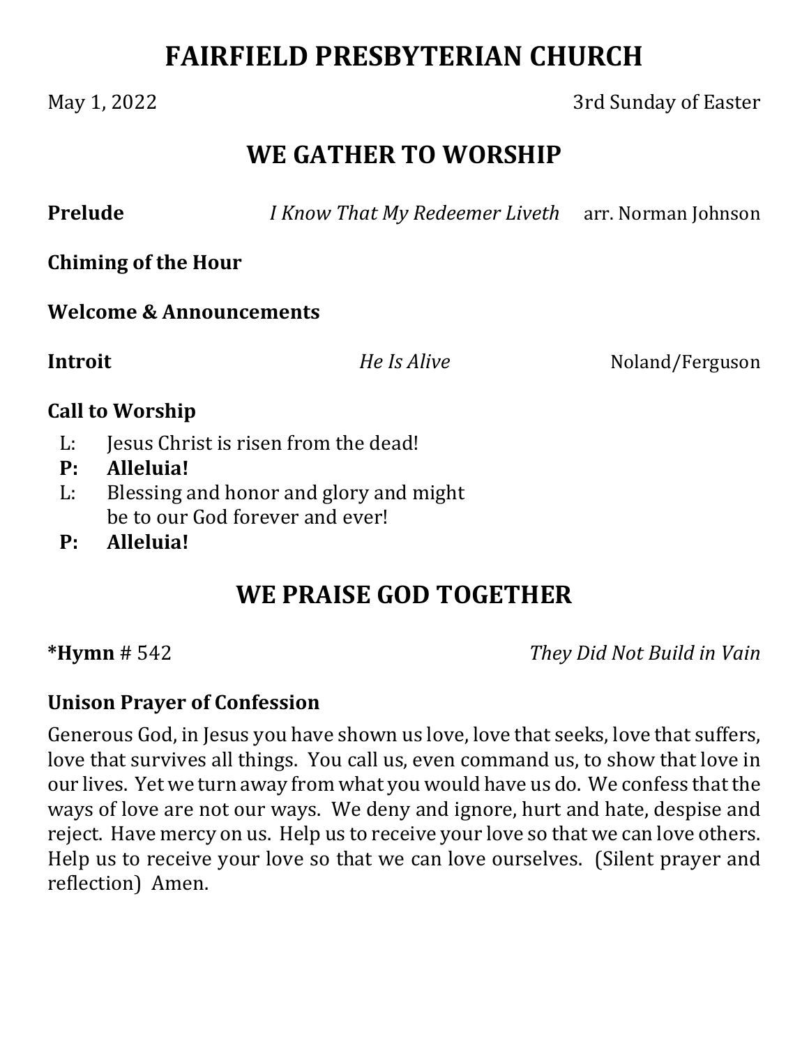# FAIRFIELD PRESBYTERIAN CHURCH

May 1, 2022 3rd Sunday of Easter

## WE GATHER TO WORSHIP

**Prelude** *I Know That My Redeemer Liveth* arr. Norman Johnson

**Chiming of the Hour**

**Welcome & Announcements**

**Introit** *He Is Alive* Noland/Ferguson

**Call to Worship**

L: Jesus Christ is risen from the dead!
**P: Alleluia!**
L: Blessing and honor and glory and might be to our God forever and ever!
**P: Alleluia!**

## WE PRAISE GOD TOGETHER

***Hymn** # 542 *They Did Not Build in Vain*

**Unison Prayer of Confession**

Generous God, in Jesus you have shown us love, love that seeks, love that suffers, love that survives all things. You call us, even command us, to show that love in our lives. Yet we turn away from what you would have us do. We confess that the ways of love are not our ways. We deny and ignore, hurt and hate, despise and reject. Have mercy on us. Help us to receive your love so that we can love others. Help us to receive your love so that we can love ourselves. (Silent prayer and reflection) Amen.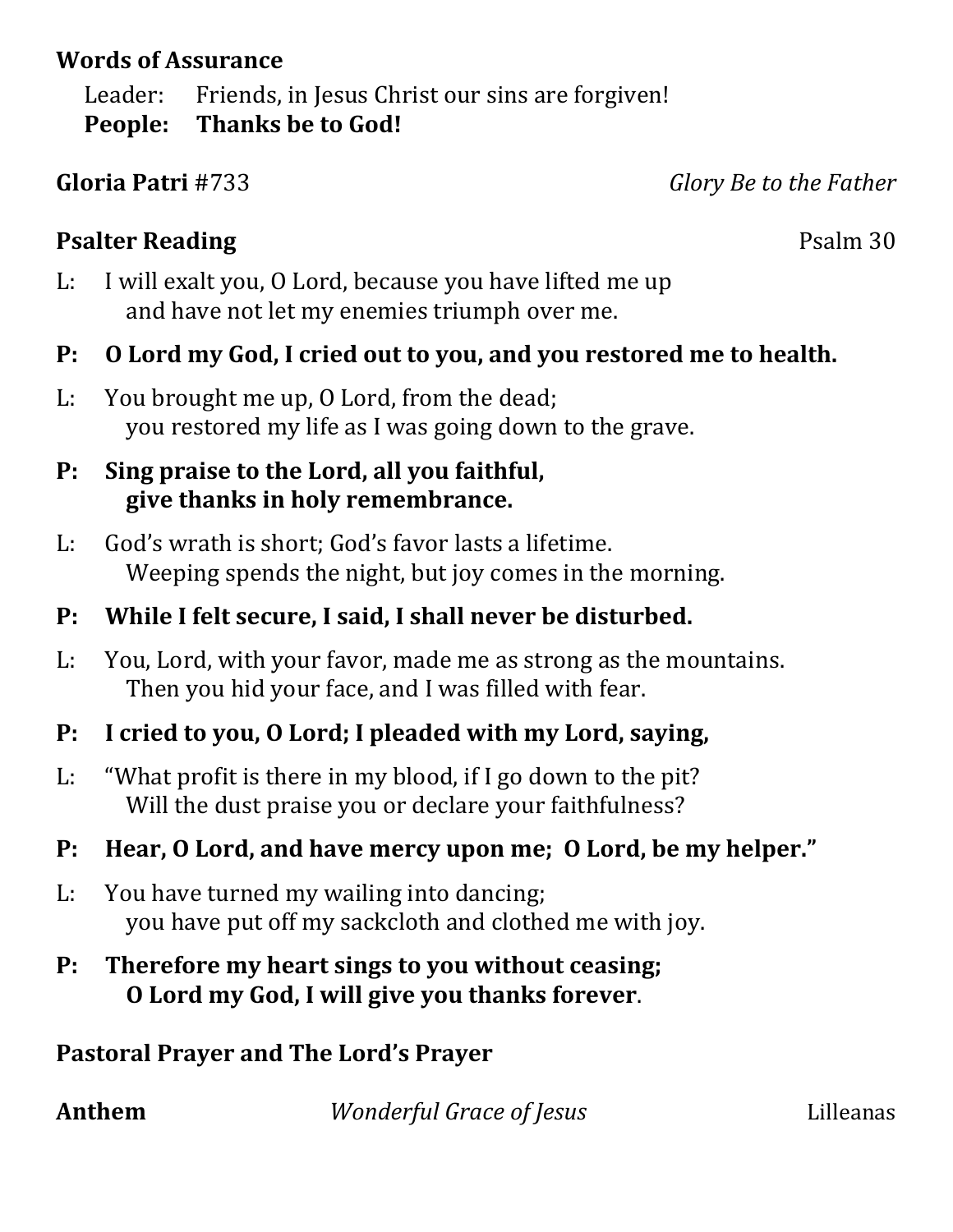**Words of Assurance**

Leader: Friends, in Jesus Christ our sins are forgiven!
**People: Thanks be to God!**

**Gloria Patri** #733 *Glory Be to the Father*

**Psalter Reading** Psalm 30

L: I will exalt you, O Lord, because you have lifted me up
and have not let my enemies triumph over me.

**P: O Lord my God, I cried out to you, and you restored me to health.**

L: You brought me up, O Lord, from the dead;
you restored my life as I was going down to the grave.

**P: Sing praise to the Lord, all you faithful,**
**give thanks in holy remembrance.**

L: God's wrath is short; God's favor lasts a lifetime.
Weeping spends the night, but joy comes in the morning.

**P: While I felt secure, I said, I shall never be disturbed.**

L: You, Lord, with your favor, made me as strong as the mountains.
Then you hid your face, and I was filled with fear.

**P: I cried to you, O Lord; I pleaded with my Lord, saying,**

L: "What profit is there in my blood, if I go down to the pit?
Will the dust praise you or declare your faithfulness?

**P: Hear, O Lord, and have mercy upon me; O Lord, be my helper."**

L: You have turned my wailing into dancing;
you have put off my sackcloth and clothed me with joy.

**P: Therefore my heart sings to you without ceasing;**
**O Lord my God, I will give you thanks forever**.

**Pastoral Prayer and The Lord's Prayer**

**Anthem** *Wonderful Grace of Jesus* Lilleanas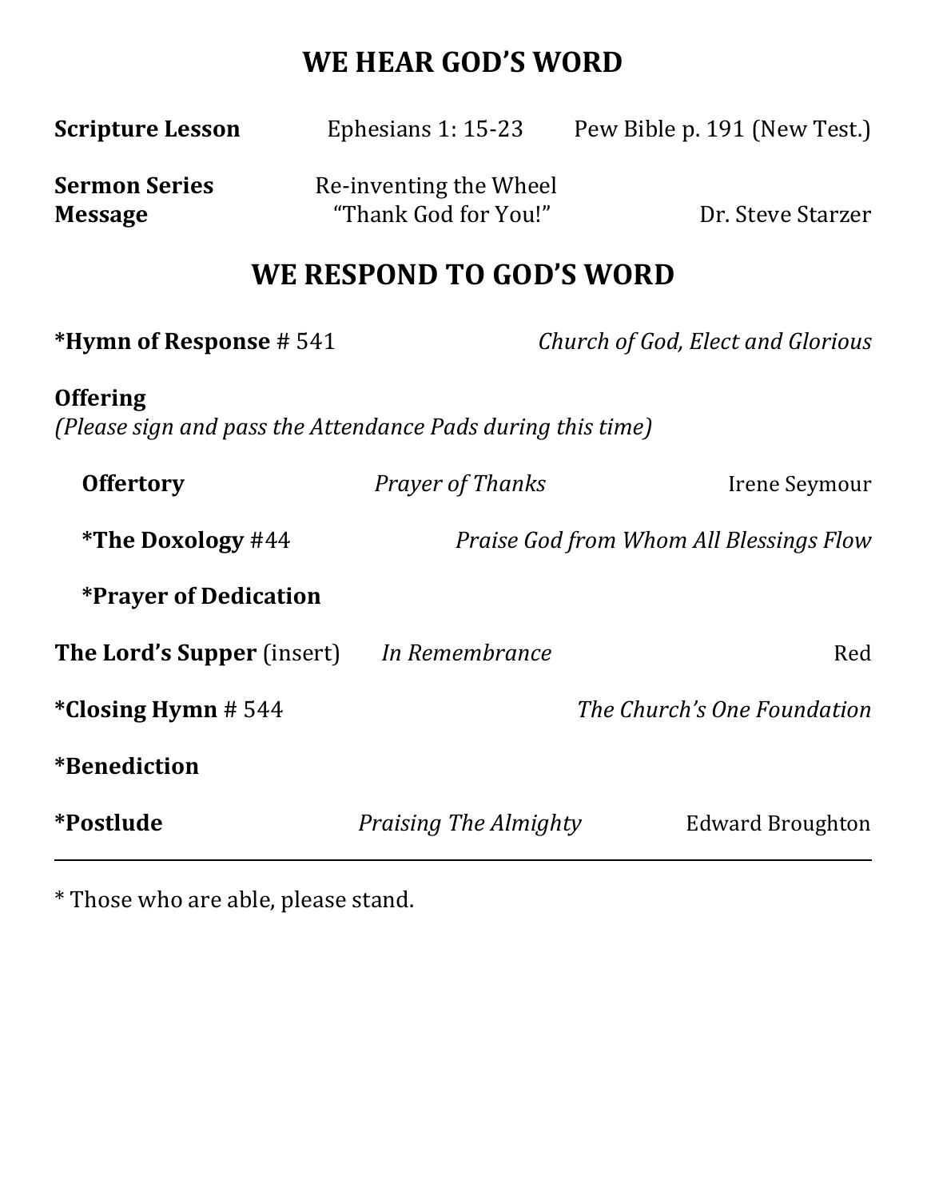## WE HEAR GOD'S WORD

**Scripture Lesson** Ephesians 1: 15-23 Pew Bible p. 191 (New Test.)

**Sermon Series** Re-inventing the Wheel
**Message** "Thank God for You!" Dr. Steve Starzer

## WE RESPOND TO GOD'S WORD

***Hymn of Response** # 541 *Church of God, Elect and Glorious*

**Offering**
*(Please sign and pass the Attendance Pads during this time)*

**Offertory** *Prayer of Thanks* Irene Seymour

***The Doxology** #44 *Praise God from Whom All Blessings Flow*

***Prayer of Dedication**

**The Lord's Supper** (insert) *In Remembrance* Red

***Closing Hymn** # 544 *The Church's One Foundation*

***Benediction**

***Postlude** *Praising The Almighty* Edward Broughton

---

* Those who are able, please stand.